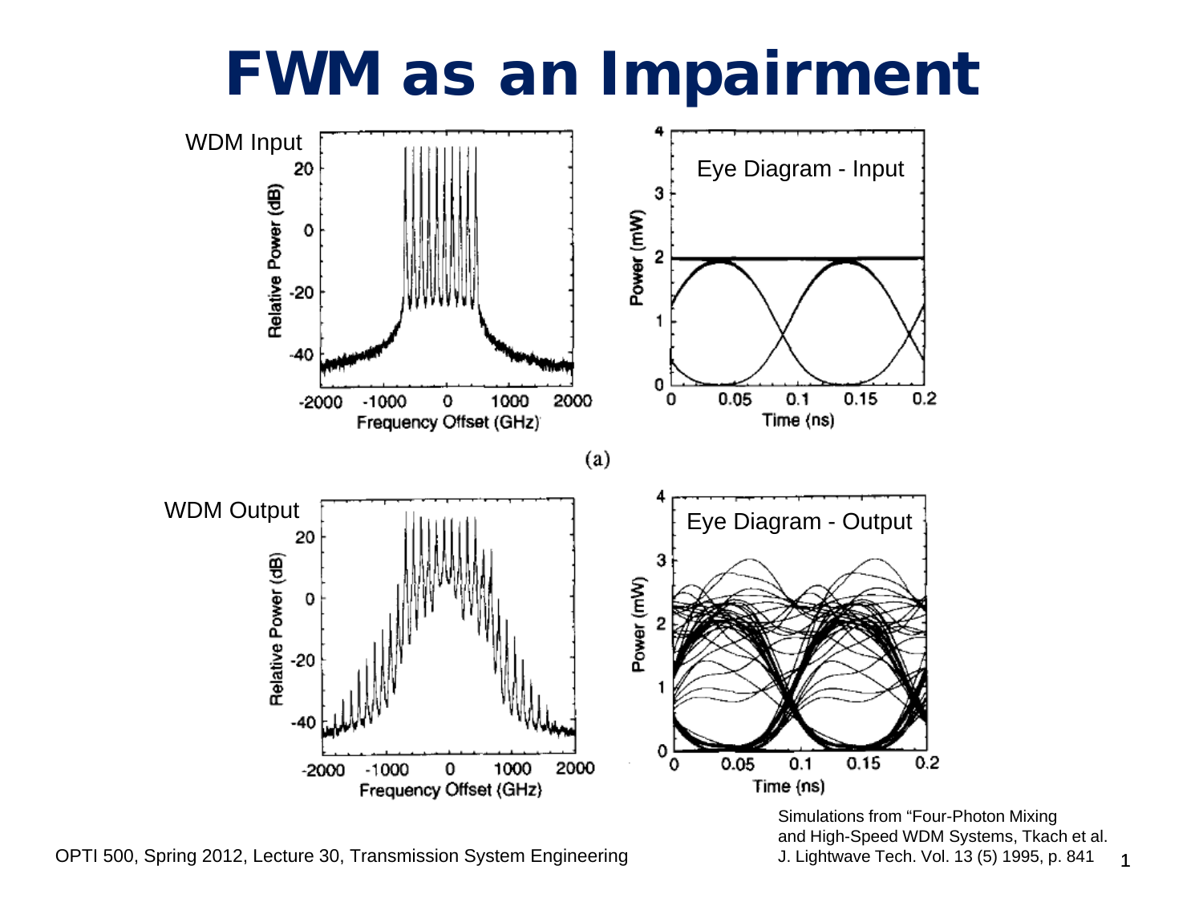# FWM as an Impairment

WDM Input

Eye Diagram - Input

(a)

WDM Output

Eye Diagram - Output

Simulations from "Four-Photon Mixing and High-Speed WDM Systems, Tkach et al. J. Lightwave Tech. Vol. 13 (5) 1995, p. 841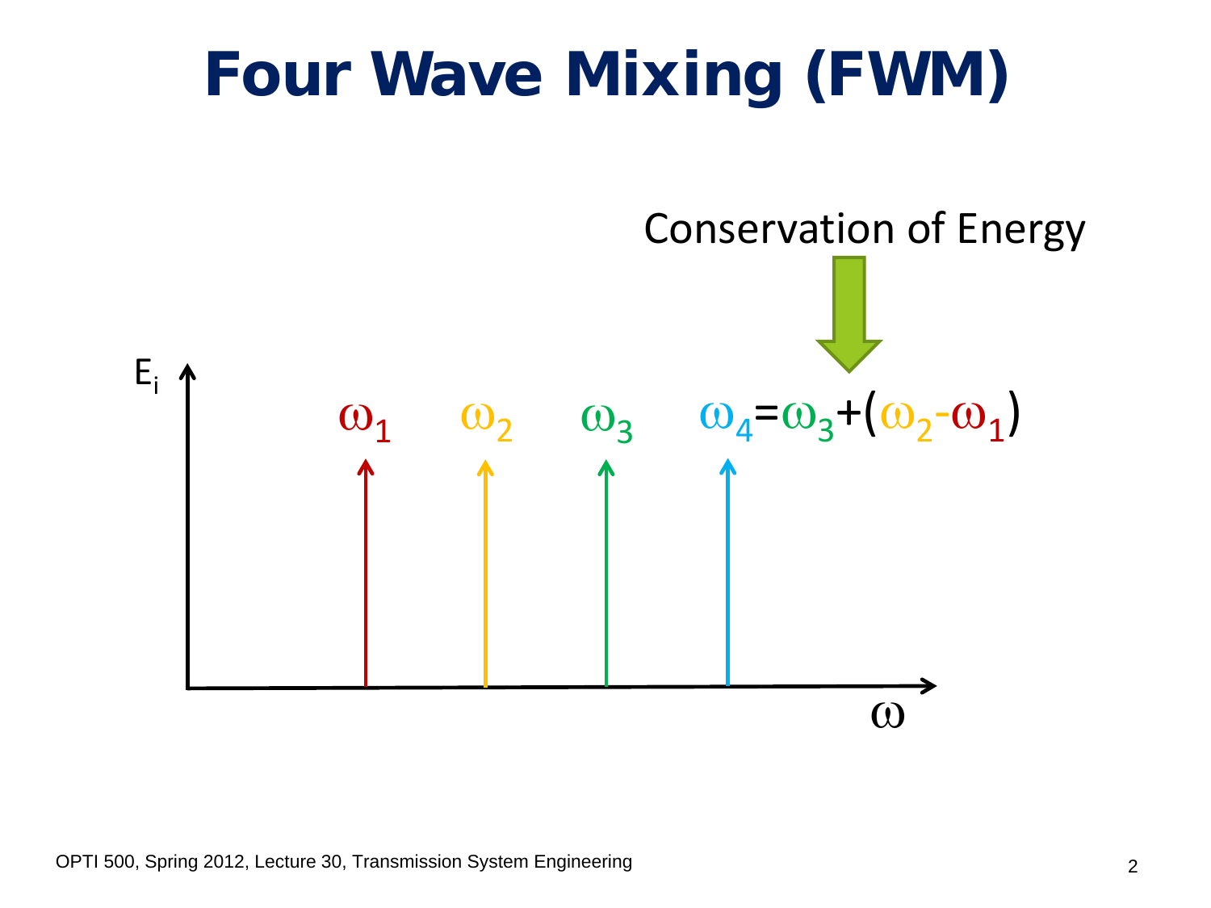# Four Wave Mixing (FWM)

Conservation of Energy

$E_i$

$\omega_1$ $\omega_2$ $\omega_3$ $\omega_4=\omega_3+(\omega_2-\omega_1)$

$\omega$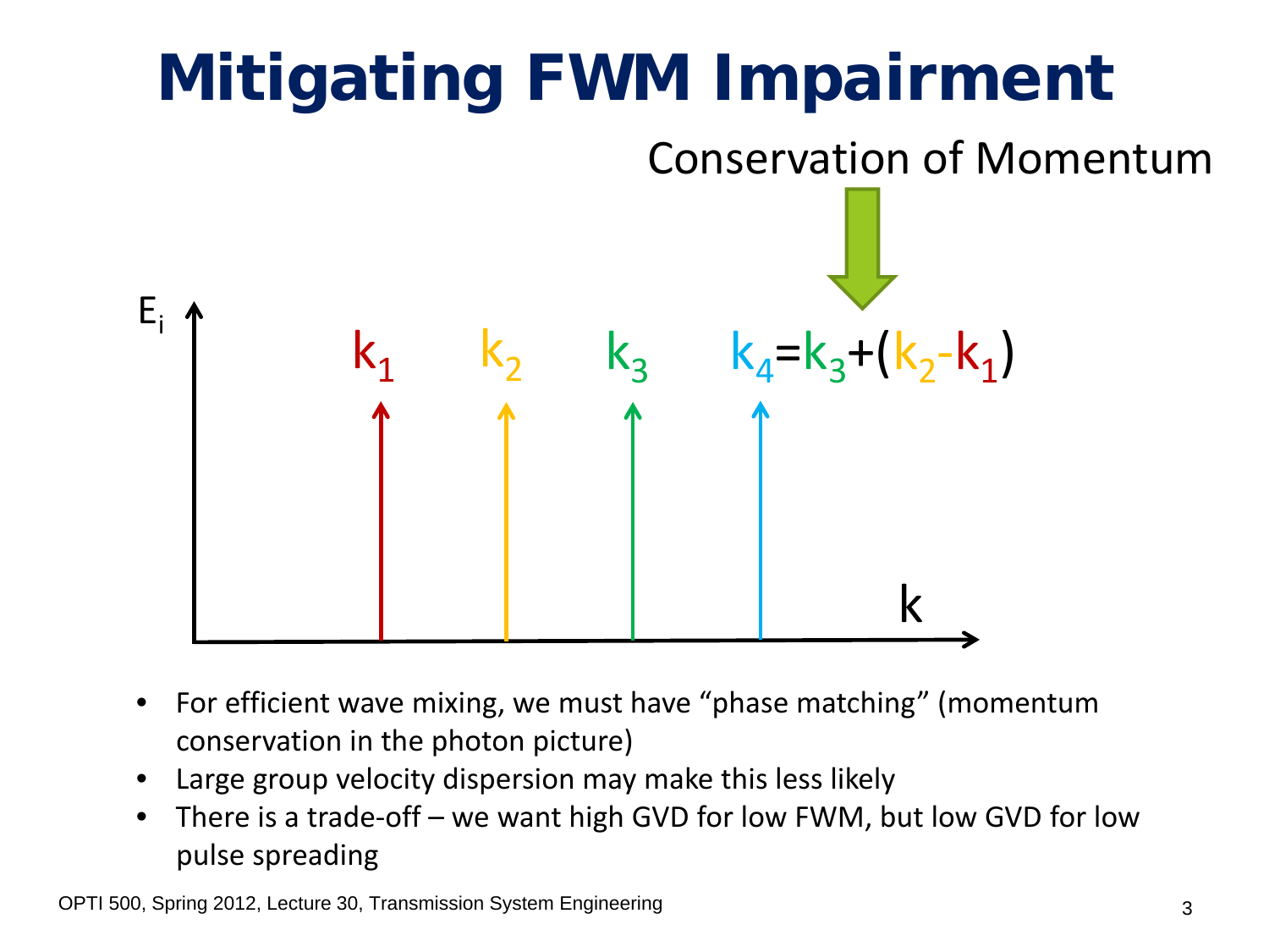# Mitigating FWM Impairment

Conservation of Momentum

$E_i$

$k_1$ $k_2$ $k_3$ $k_4 = k_3 + (k_2 - k_1)$

$k$

- For efficient wave mixing, we must have "phase matching" (momentum conservation in the photon picture)
- Large group velocity dispersion may make this less likely
- There is a trade-off – we want high GVD for low FWM, but low GVD for low pulse spreading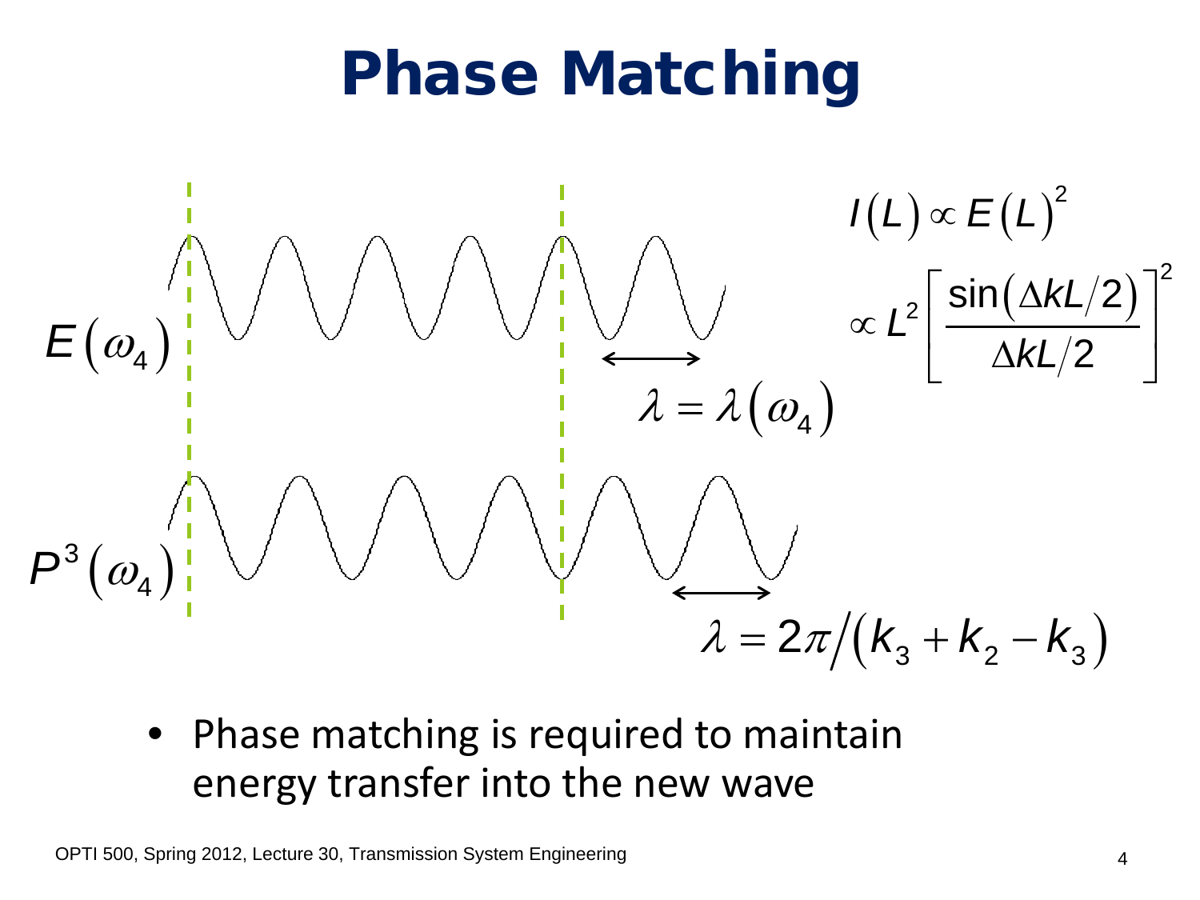# Phase Matching

$E(\omega_4)$

$\lambda = \lambda(\omega_4)$

$P^3(\omega_4)$

$\lambda = 2\pi/(k_3 + k_2 - k_3)$

$$I(L) \propto E(L)^2$$

$$\propto L^2 \left[ \frac{\sin(\Delta k L/2)}{\Delta k L/2} \right]^2$$

- Phase matching is required to maintain energy transfer into the new wave

OPTI 500, Spring 2012, Lecture 30, Transmission System Engineering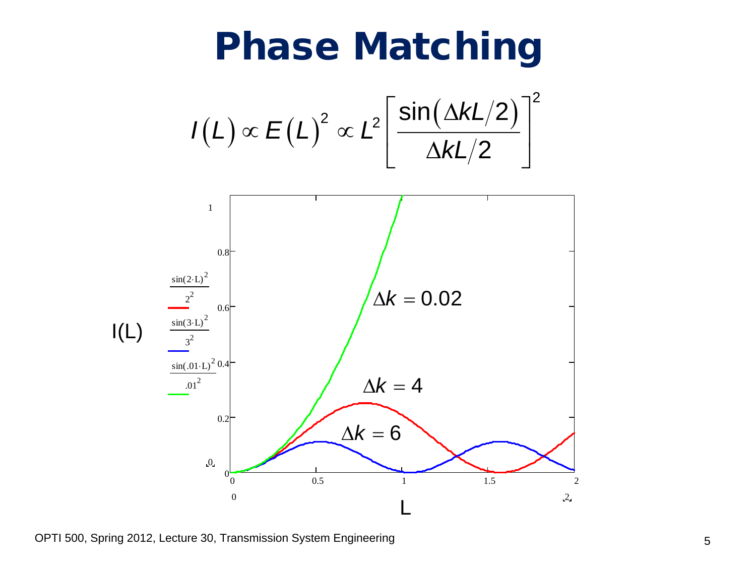# Phase Matching

$$I(L) \propto E(L)^2 \propto L^2 \left[ \frac{\sin(\Delta k L/2)}{\Delta k L/2} \right]^2$$

I(L)

$\frac{\sin(2 \cdot L)^2}{2^2}$

$\frac{\sin(3 \cdot L)^2}{3^2}$

$\frac{\sin(.01 \cdot L)^2}{.01^2}$

$\Delta k = 0.02$

$\Delta k = 4$

$\Delta k = 6$

L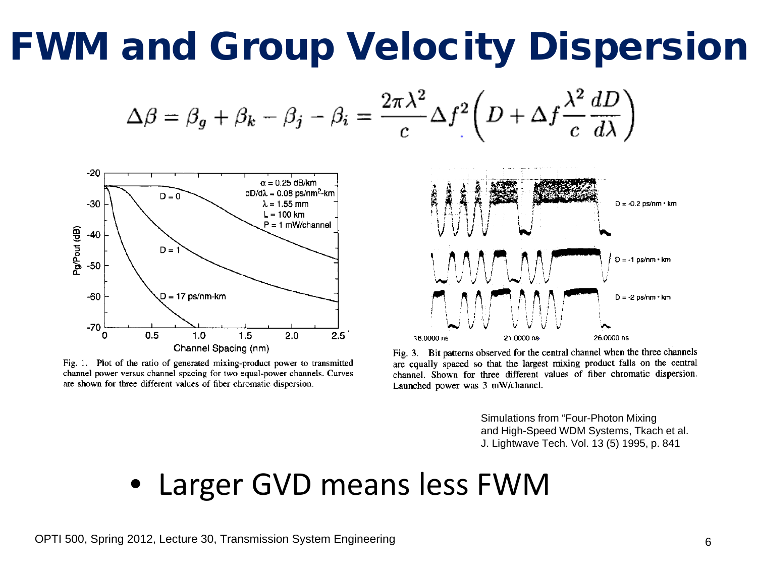# FWM and Group Velocity Dispersion

$$\Delta\beta = \beta_g + \beta_k - \beta_j - \beta_i = \frac{2\pi\lambda^2}{c}\Delta f^2\left(D + \Delta f \frac{\lambda^2}{c}\frac{dD}{d\lambda}\right)$$

Fig. 1. Plot of the ratio of generated mixing-product power to transmitted channel power versus channel spacing for two equal-power channels. Curves are shown for three different values of fiber chromatic dispersion.

Fig. 3. Bit patterns observed for the central channel when the three channels are equally spaced so that the largest mixing product falls on the central channel. Shown for three different values of fiber chromatic dispersion. Launched power was 3 mW/channel.

Simulations from "Four-Photon Mixing and High-Speed WDM Systems, Tkach et al. J. Lightwave Tech. Vol. 13 (5) 1995, p. 841

- Larger GVD means less FWM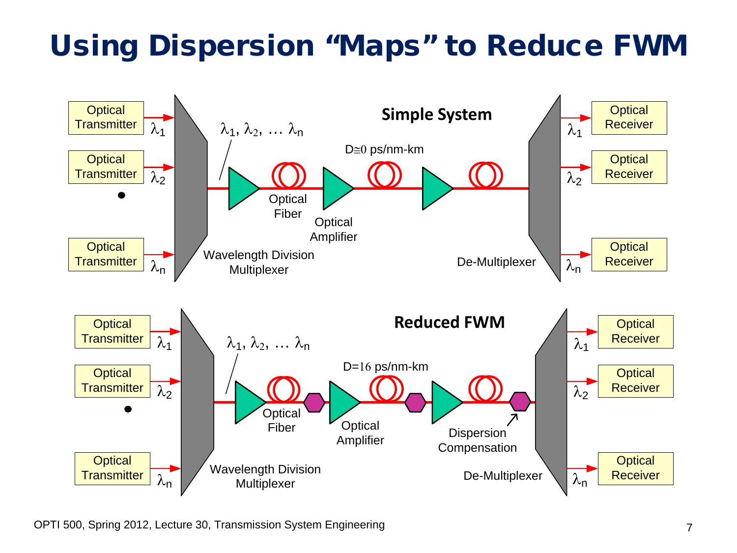# Using Dispersion "Maps" to Reduce FWM

**Simple System**

Optical Transmitter → $\lambda_1$
Optical Transmitter → $\lambda_2$
•
Optical Transmitter → $\lambda_n$

Wavelength Division Multiplexer

$\lambda_1, \lambda_2, \ldots \lambda_n$

Optical Fiber

Optical Amplifier

$D \cong 0$ ps/nm-km

De-Multiplexer

$\lambda_1$ → Optical Receiver
$\lambda_2$ → Optical Receiver
$\lambda_n$ → Optical Receiver

**Reduced FWM**

Optical Transmitter → $\lambda_1$
Optical Transmitter → $\lambda_2$
•
Optical Transmitter → $\lambda_n$

Wavelength Division Multiplexer

$\lambda_1, \lambda_2, \ldots \lambda_n$

Optical Fiber

Optical Amplifier

$D = 16$ ps/nm-km

Dispersion Compensation

De-Multiplexer

$\lambda_1$ → Optical Receiver
$\lambda_2$ → Optical Receiver
$\lambda_n$ → Optical Receiver

OPTI 500, Spring 2012, Lecture 30, Transmission System Engineering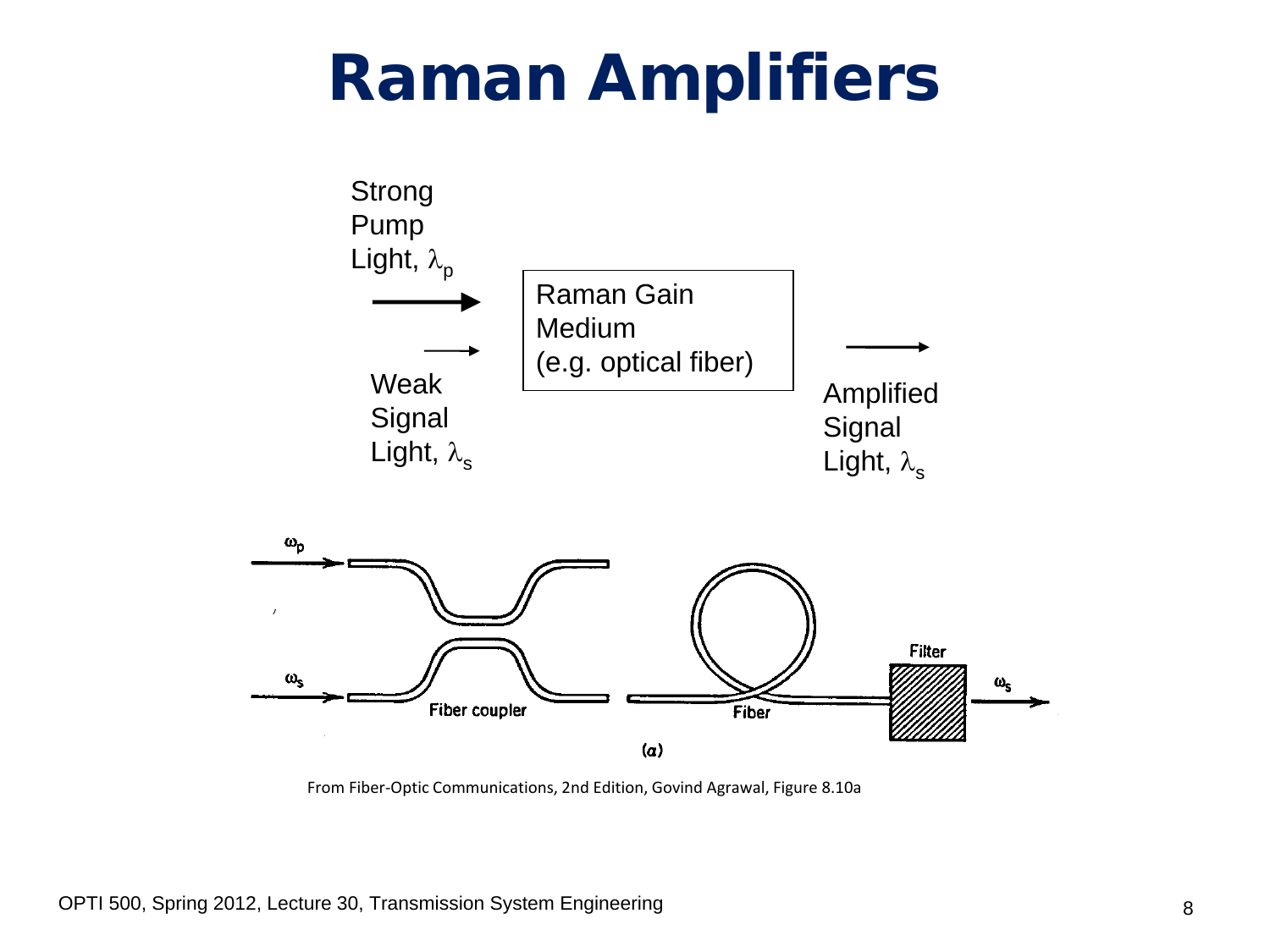# Raman Amplifiers

Strong Pump Light, $\lambda_p$

Weak Signal Light, $\lambda_s$

Raman Gain Medium (e.g. optical fiber)

Amplified Signal Light, $\lambda_s$

$\omega_p$

$\omega_s$

Fiber coupler

Fiber

Filter

$\omega_s$

(a)

From Fiber-Optic Communications, 2nd Edition, Govind Agrawal, Figure 8.10a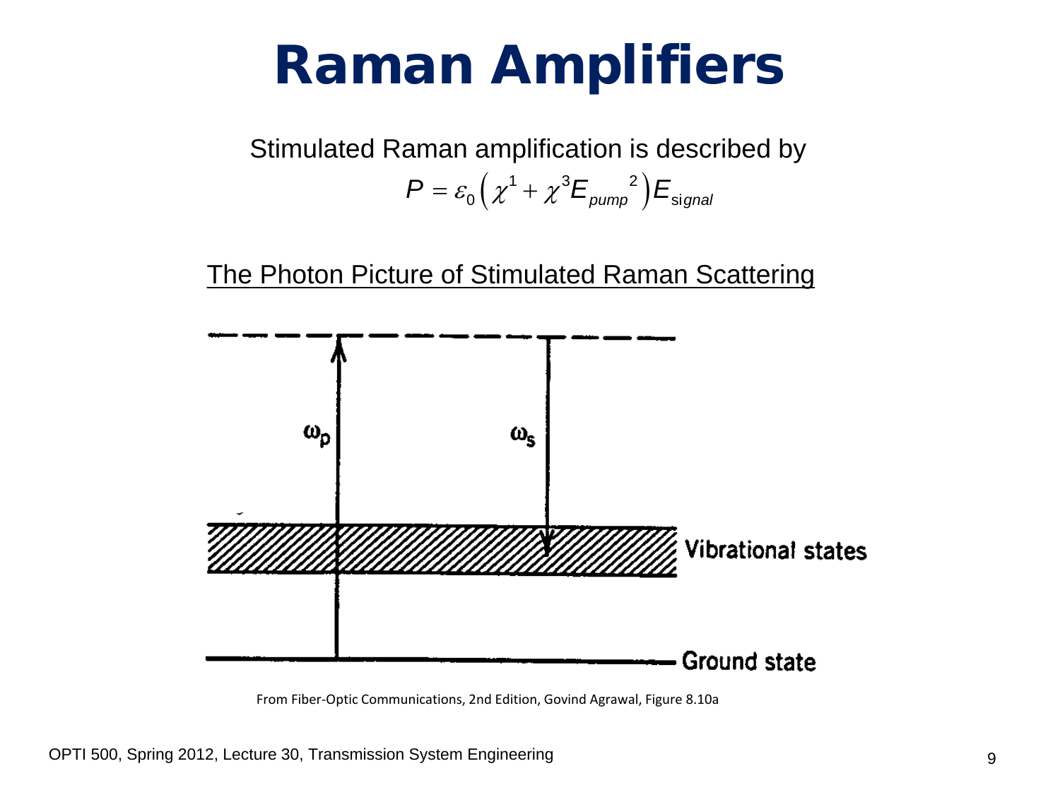# Raman Amplifiers

Stimulated Raman amplification is described by

$$P = \varepsilon_0 \left( \chi^1 + \chi^3 E_{pump}^{\ \ 2} \right) E_{signal}$$

<u>The Photon Picture of Stimulated Raman Scattering</u>

$\omega_p$

$\omega_s$

Vibrational states

Ground state

From Fiber-Optic Communications, 2nd Edition, Govind Agrawal, Figure 8.10a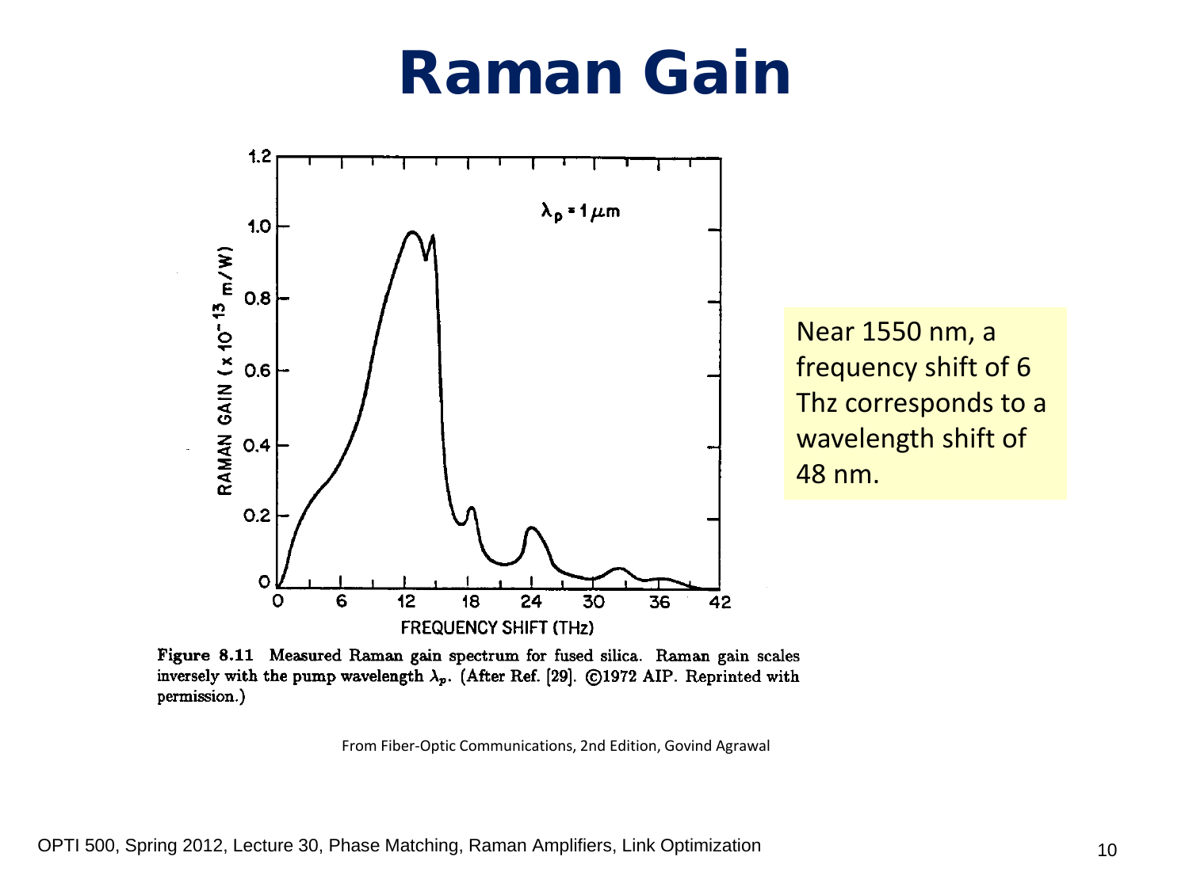# Raman Gain

Near 1550 nm, a frequency shift of 6 Thz corresponds to a wavelength shift of 48 nm.

**Figure 8.11** Measured Raman gain spectrum for fused silica. Raman gain scales inversely with the pump wavelength $\lambda_p$. (After Ref. [29]. ©1972 AIP. Reprinted with permission.)

From Fiber-Optic Communications, 2nd Edition, Govind Agrawal

OPTI 500, Spring 2012, Lecture 30, Phase Matching, Raman Amplifiers, Link Optimization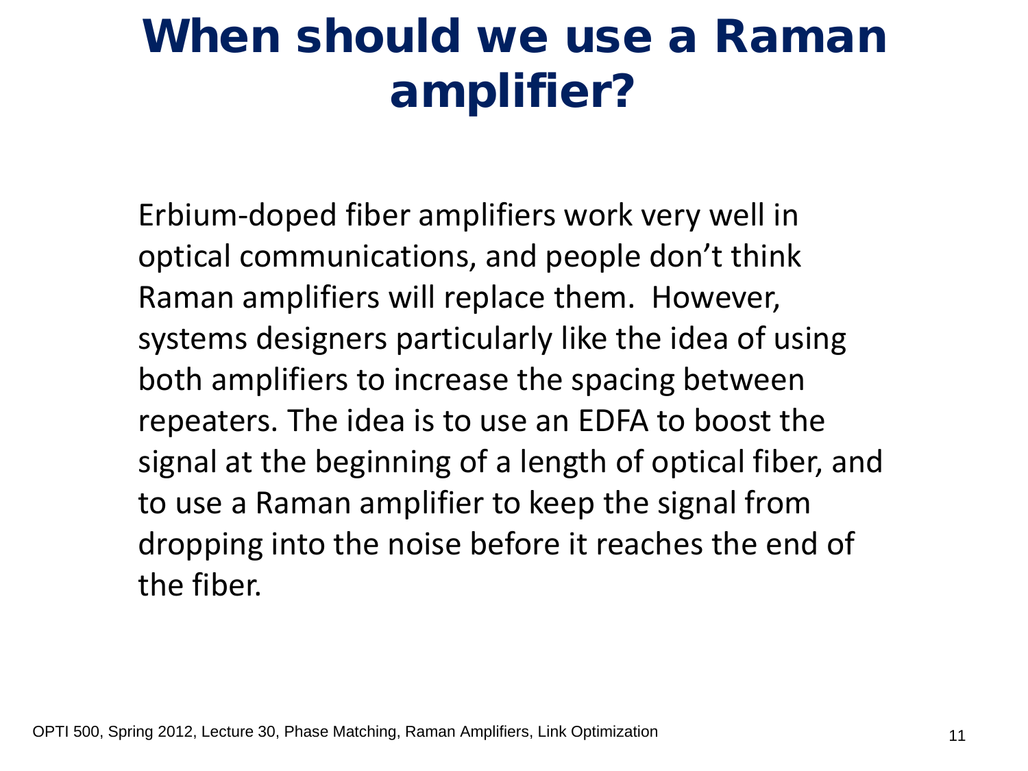# When should we use a Raman amplifier?

Erbium-doped fiber amplifiers work very well in optical communications, and people don't think Raman amplifiers will replace them. However, systems designers particularly like the idea of using both amplifiers to increase the spacing between repeaters. The idea is to use an EDFA to boost the signal at the beginning of a length of optical fiber, and to use a Raman amplifier to keep the signal from dropping into the noise before it reaches the end of the fiber.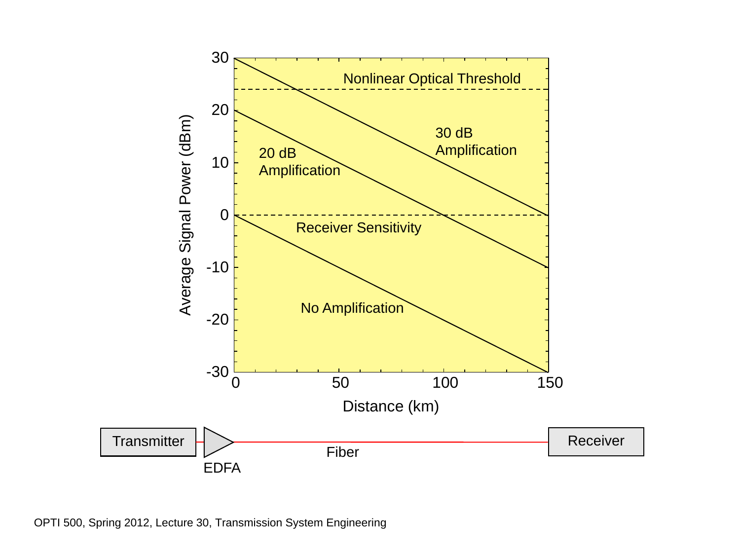Nonlinear Optical Threshold

30 dB Amplification

20 dB Amplification

Receiver Sensitivity

No Amplification

Average Signal Power (dBm)

Distance (km)

Transmitter

EDFA

Fiber

Receiver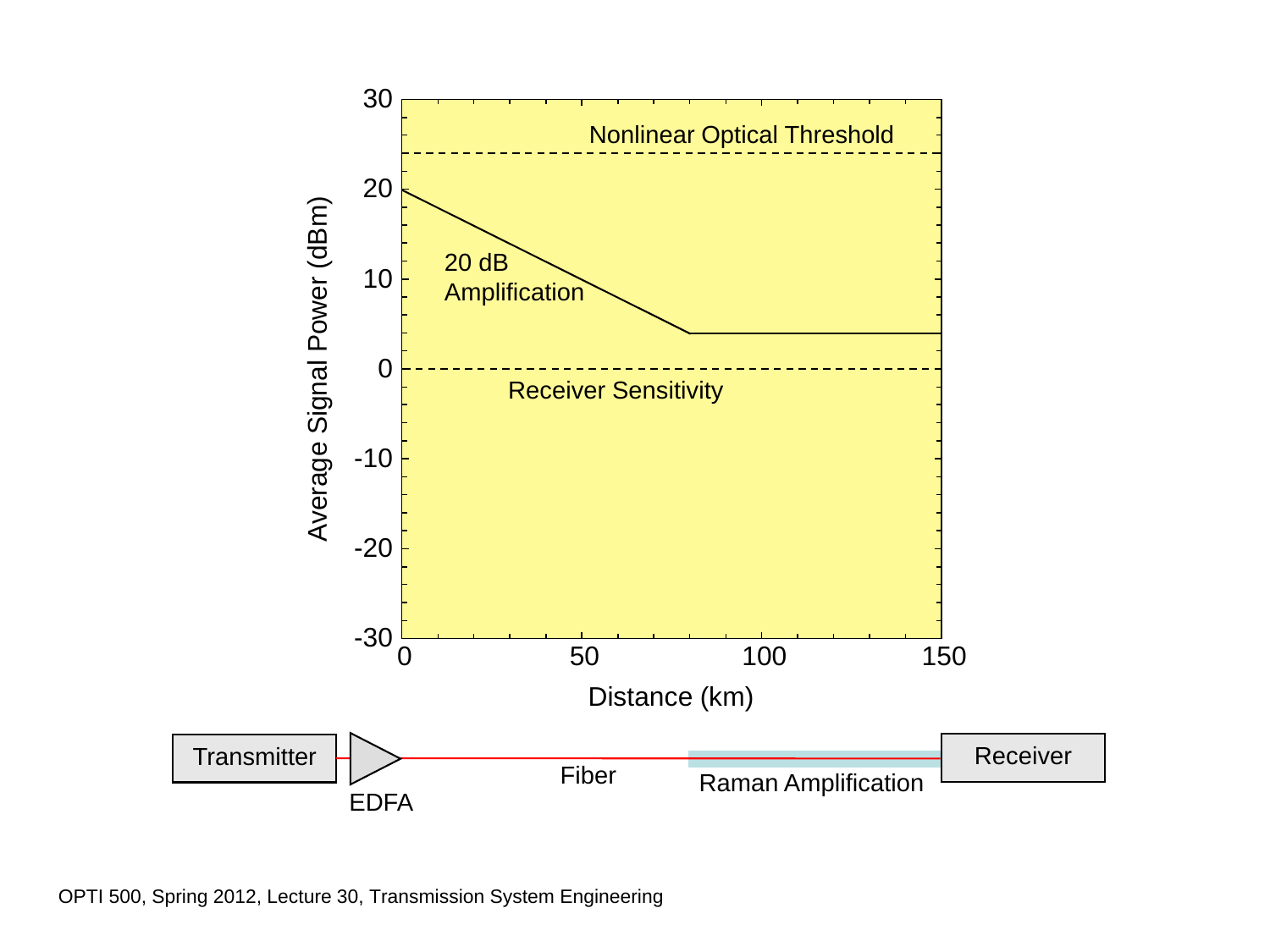30
20
10
0
-10
-20
-30

Average Signal Power (dBm)

Nonlinear Optical Threshold

20 dB
Amplification

Receiver Sensitivity

0
50
100
150

Distance (km)

Transmitter

EDFA

Fiber

Raman Amplification

Receiver

OPTI 500, Spring 2012, Lecture 30, Transmission System Engineering